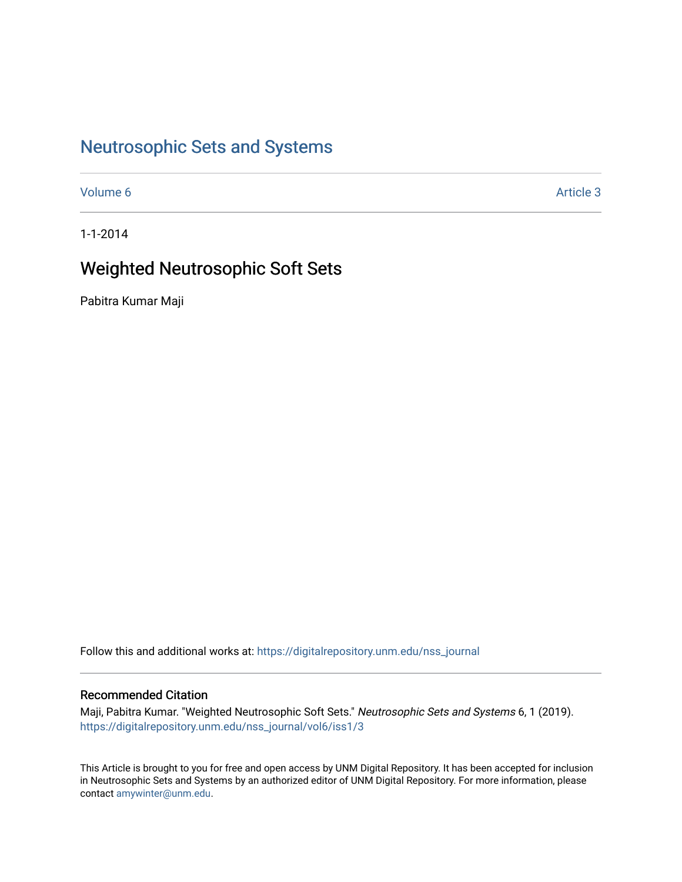# Neutrosophic Sets and Systems

Volume 6 Article 3

1-1-2014

## Weighted Neutrosophic Soft Sets

Pabitra Kumar Maji

Follow this and additional works at: https://digitalrepository.unm.edu/nss_journal

### Recommended Citation

Maji, Pabitra Kumar. "Weighted Neutrosophic Soft Sets." *Neutrosophic Sets and Systems* 6, 1 (2019). https://digitalrepository.unm.edu/nss_journal/vol6/iss1/3

This Article is brought to you for free and open access by UNM Digital Repository. It has been accepted for inclusion in Neutrosophic Sets and Systems by an authorized editor of UNM Digital Repository. For more information, please contact amywinter@unm.edu.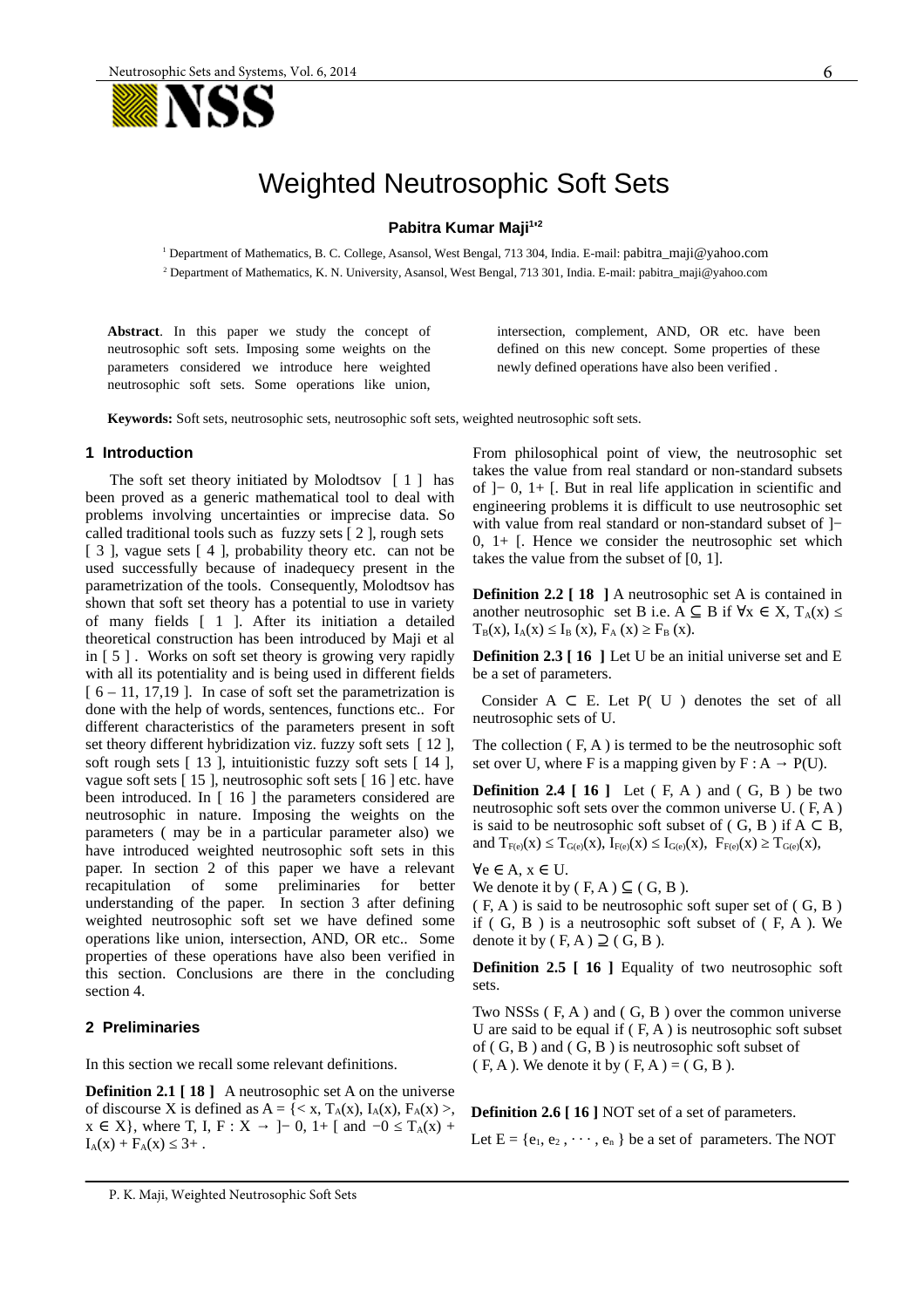# Weighted Neutrosophic Soft Sets

**Pabitra Kumar Maji[1,2]**

[1] Department of Mathematics, B. C. College, Asansol, West Bengal, 713 304, India. E-mail: pabitra_maji@yahoo.com

[2] Department of Mathematics, K. N. University, Asansol, West Bengal, 713 301, India. E-mail: pabitra_maji@yahoo.com

**Abstract**. In this paper we study the concept of neutrosophic soft sets. Imposing some weights on the parameters considered we introduce here weighted neutrosophic soft sets. Some operations like union, intersection, complement, AND, OR etc. have been defined on this new concept. Some properties of these newly defined operations have also been verified .

**Keywords:** Soft sets, neutrosophic sets, neutrosophic soft sets, weighted neutrosophic soft sets.

## 1 Introduction

The soft set theory initiated by Molodtsov [ 1 ] has been proved as a generic mathematical tool to deal with problems involving uncertainties or imprecise data. So called traditional tools such as fuzzy sets [ 2 ], rough sets [ 3 ], vague sets [ 4 ], probability theory etc. can not be used successfully because of inadequecy present in the parametrization of the tools. Consequently, Molodtsov has shown that soft set theory has a potential to use in variety of many fields [ 1 ]. After its initiation a detailed theoretical construction has been introduced by Maji et al in [ 5 ] . Works on soft set theory is growing very rapidly with all its potentiality and is being used in different fields [ 6 – 11, 17,19 ]. In case of soft set the parametrization is done with the help of words, sentences, functions etc.. For different characteristics of the parameters present in soft set theory different hybridization viz. fuzzy soft sets [ 12 ], soft rough sets [ 13 ], intuitionistic fuzzy soft sets [ 14 ], vague soft sets [ 15 ], neutrosophic soft sets [ 16 ] etc. have been introduced. In [ 16 ] the parameters considered are neutrosophic in nature. Imposing the weights on the parameters ( may be in a particular parameter also) we have introduced weighted neutrosophic soft sets in this paper. In section 2 of this paper we have a relevant recapitulation of some preliminaries for better understanding of the paper. In section 3 after defining weighted neutrosophic soft set we have defined some operations like union, intersection, AND, OR etc.. Some properties of these operations have also been verified in this section. Conclusions are there in the concluding section 4.

## 2 Preliminaries

In this section we recall some relevant definitions.

**Definition 2.1 [ 18 ]** A neutrosophic set A on the universe of discourse X is defined as $A = \{< x, T_A(x), I_A(x), F_A(x) >, x \in X\}$, where $T, I, F : X \rightarrow ]^- 0, 1^+ [$ and $^-0 \leq T_A(x) + I_A(x) + F_A(x) \leq 3^+$ .

From philosophical point of view, the neutrosophic set takes the value from real standard or non-standard subsets of $]^- 0, 1^+ [$. But in real life application in scientific and engineering problems it is difficult to use neutrosophic set with value from real standard or non-standard subset of $]^- 0, 1^+ [$. Hence we consider the neutrosophic set which takes the value from the subset of [0, 1].

**Definition 2.2 [ 18 ]** A neutrosophic set A is contained in another neutrosophic set B i.e. $A \subseteq B$ if $\forall x \in X$, $T_A(x) \leq T_B(x)$, $I_A(x) \leq I_B(x)$, $F_A(x) \geq F_B(x)$.

**Definition 2.3 [ 16 ]** Let U be an initial universe set and E be a set of parameters.

Consider $A \subset E$. Let P( U ) denotes the set of all neutrosophic sets of U.

The collection ( F, A ) is termed to be the neutrosophic soft set over U, where F is a mapping given by $F : A \rightarrow P(U)$.

**Definition 2.4 [ 16 ]** Let ( F, A ) and ( G, B ) be two neutrosophic soft sets over the common universe U. ( F, A ) is said to be neutrosophic soft subset of ( G, B ) if $A \subset B$, and $T_{F(e)}(x) \leq T_{G(e)}(x)$, $I_{F(e)}(x) \leq I_{G(e)}(x)$, $F_{F(e)}(x) \geq F_{G(e)}(x)$,

$\forall e \in A$, $x \in U$.

We denote it by $( F, A ) \subseteq ( G, B )$.

( F, A ) is said to be neutrosophic soft super set of ( G, B ) if ( G, B ) is a neutrosophic soft subset of ( F, A ). We denote it by $( F, A ) \supseteq ( G, B )$.

**Definition 2.5 [ 16 ]** Equality of two neutrosophic soft sets.

Two NSSs ( F, A ) and ( G, B ) over the common universe U are said to be equal if ( F, A ) is neutrosophic soft subset of ( G, B ) and ( G, B ) is neutrosophic soft subset of ( F, A ). We denote it by ( F, A ) = ( G, B ).

**Definition 2.6 [ 16 ]** NOT set of a set of parameters.

Let $E = \{e_1, e_2, \cdots, e_n\}$ be a set of parameters. The NOT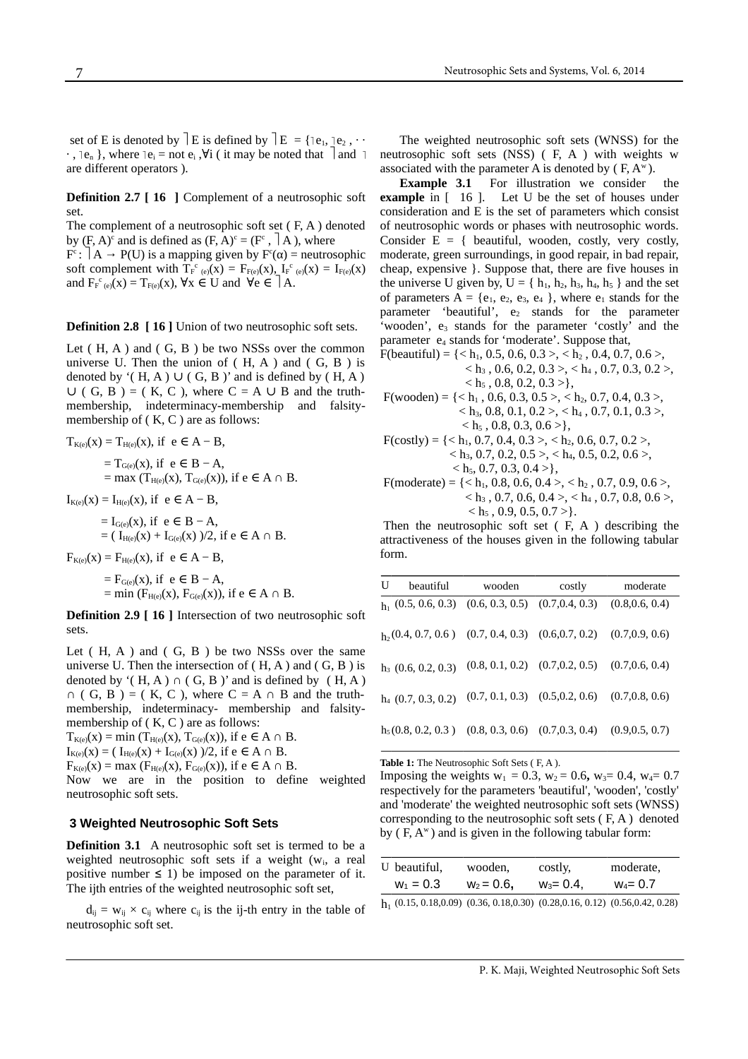set of E is denoted by $\rceil E$ is defined by $\rceil E = \{\rceil e_1, \rceil e_2, \cdots, \rceil e_n\}$, where $\rceil e_i$ = not $e_i$ ,∀i ( it may be noted that $\rceil$ and $\rceil$ are different operators ).

**Definition 2.7 [ 16 ]** Complement of a neutrosophic soft set.

The complement of a neutrosophic soft set ( F, A ) denoted by $(F, A)^c$ and is defined as $(F, A)^c = (F^c, \rceil A)$, where $F^c: \rceil A \rightarrow P(U)$ is a mapping given by $F^c(\alpha)$ = neutrosophic soft complement with $T_{F^c(e)}(x) = F_{F(e)}(x)$, $I_{F^c(e)}(x) = I_{F(e)}(x)$ and $F_{F^c(e)}(x) = T_{F(e)}(x)$, $\forall x \in U$ and $\forall e \in \rceil A$.

**Definition 2.8 [ 16 ]** Union of two neutrosophic soft sets.

Let ( H, A ) and ( G, B ) be two NSSs over the common universe U. Then the union of ( H, A ) and ( G, B ) is denoted by '( H, A ) ∪ ( G, B )' and is defined by ( H, A ) ∪ ( G, B ) = ( K, C ), where C = A ∪ B and the truth-membership, indeterminacy-membership and falsity-membership of ( K, C ) are as follows:

$$T_{K(e)}(x) = T_{H(e)}(x), \text{ if } e \in A - B,$$
$$= T_{G(e)}(x), \text{ if } e \in B - A,$$
$$= \max (T_{H(e)}(x), T_{G(e)}(x)), \text{ if } e \in A \cap B.$$

$$I_{K(e)}(x) = I_{H(e)}(x), \text{ if } e \in A - B,$$
$$= I_{G(e)}(x), \text{ if } e \in B - A,$$
$$= ( I_{H(e)}(x) + I_{G(e)}(x) )/2, \text{ if } e \in A \cap B.$$

$$F_{K(e)}(x) = F_{H(e)}(x), \text{ if } e \in A - B,$$
$$= F_{G(e)}(x), \text{ if } e \in B - A,$$
$$= \min (F_{H(e)}(x), F_{G(e)}(x)), \text{ if } e \in A \cap B.$$

**Definition 2.9 [ 16 ]** Intersection of two neutrosophic soft sets.

Let ( H, A ) and ( G, B ) be two NSSs over the same universe U. Then the intersection of ( H, A ) and ( G, B ) is denoted by '( H, A ) ∩ ( G, B )' and is defined by ( H, A ) ∩ ( G, B ) = ( K, C ), where C = A ∩ B and the truth-membership, indeterminacy- membership and falsity-membership of ( K, C ) are as follows:

$T_{K(e)}(x) = \min (T_{H(e)}(x), T_{G(e)}(x))$, if $e \in A \cap B$.
$I_{K(e)}(x) = ( I_{H(e)}(x) + I_{G(e)}(x) )/2$, if $e \in A \cap B$.
$F_{K(e)}(x) = \max (F_{H(e)}(x), F_{G(e)}(x))$, if $e \in A \cap B$.

Now we are in the position to define weighted neutrosophic soft sets.

## 3 Weighted Neutrosophic Soft Sets

**Definition 3.1** A neutrosophic soft set is termed to be a weighted neutrosophic soft sets if a weight ($w_i$, a real positive number ≤ 1) be imposed on the parameter of it. The ijth entries of the weighted neutrosophic soft set,

$d_{ij} = w_{ij} \times c_{ij}$ where $c_{ij}$ is the ij-th entry in the table of neutrosophic soft set.

The weighted neutrosophic soft sets (WNSS) for the neutrosophic soft sets (NSS) ( F, A ) with weights w associated with the parameter A is denoted by ( F, $A^w$ ).

**Example 3.1** For illustration we consider the **example** in [ 16 ]. Let U be the set of houses under consideration and E is the set of parameters which consist of neutrosophic words or phases with neutrosophic words. Consider E = { beautiful, wooden, costly, very costly, moderate, green surroundings, in good repair, in bad repair, cheap, expensive }. Suppose that, there are five houses in the universe U given by, U = { $h_1$, $h_2$, $h_3$, $h_4$, $h_5$ } and the set of parameters A = {$e_1$, $e_2$, $e_3$, $e_4$ }, where $e_1$ stands for the parameter 'beautiful', $e_2$ stands for the parameter 'wooden', $e_3$ stands for the parameter 'costly' and the parameter $e_4$ stands for 'moderate'. Suppose that,

F(beautiful) = {< $h_1$, 0.5, 0.6, 0.3 >, < $h_2$ , 0.4, 0.7, 0.6 >, < $h_3$ , 0.6, 0.2, 0.3 >, < $h_4$ , 0.7, 0.3, 0.2 >, < $h_5$ , 0.8, 0.2, 0.3 >},
F(wooden) = {< $h_1$ , 0.6, 0.3, 0.5 >, < $h_2$, 0.7, 0.4, 0.3 >, < $h_3$, 0.8, 0.1, 0.2 >, < $h_4$ , 0.7, 0.1, 0.3 >, < $h_5$ , 0.8, 0.3, 0.6 >},
F(costly) = {< $h_1$, 0.7, 0.4, 0.3 >, < $h_2$, 0.6, 0.7, 0.2 >, < $h_3$, 0.7, 0.2, 0.5 >, < $h_4$, 0.5, 0.2, 0.6 >, < $h_5$, 0.7, 0.3, 0.4 >},
F(moderate) = {< $h_1$, 0.8, 0.6, 0.4 >, < $h_2$ , 0.7, 0.9, 0.6 >, < $h_3$ , 0.7, 0.6, 0.4 >, < $h_4$ , 0.7, 0.8, 0.6 >, < $h_5$ , 0.9, 0.5, 0.7 >}.

Then the neutrosophic soft set ( F, A ) describing the attractiveness of the houses given in the following tabular form.

| U | beautiful | wooden | costly | moderate |
|---|---|---|---|---|
| $h_1$ | (0.5, 0.6, 0.3) | (0.6, 0.3, 0.5) | (0.7,0.4, 0.3) | (0.8,0.6, 0.4) |
| $h_2$ | (0.4, 0.7, 0.6 ) | (0.7, 0.4, 0.3) | (0.6,0.7, 0.2) | (0.7,0.9, 0.6) |
| $h_3$ | (0.6, 0.2, 0.3) | (0.8, 0.1, 0.2) | (0.7,0.2, 0.5) | (0.7,0.6, 0.4) |
| $h_4$ | (0.7, 0.3, 0.2) | (0.7, 0.1, 0.3) | (0.5,0.2, 0.6) | (0.7,0.8, 0.6) |
| $h_5$ | (0.8, 0.2, 0.3 ) | (0.8, 0.3, 0.6) | (0.7,0.3, 0.4) | (0.9,0.5, 0.7) |

**Table 1:** The Neutrosophic Soft Sets ( F, A ).

Imposing the weights $w_1$ = 0.3, $w_2$ = 0.6**,** $w_3$= 0.4, $w_4$= 0.7 respectively for the parameters 'beautiful', 'wooden', 'costly' and 'moderate' the weighted neutrosophic soft sets (WNSS) corresponding to the neutrosophic soft sets ( F, A ) denoted by ( F, $A^w$ ) and is given in the following tabular form:

| U | beautiful, $w_1$ = 0.3 | wooden, $w_2$ = 0.6, | costly, $w_3$= 0.4, | moderate, $w_4$= 0.7 |
|---|---|---|---|---|
| $h_1$ | (0.15, 0.18,0.09) | (0.36, 0.18,0.30) | (0.28,0.16, 0.12) | (0.56,0.42, 0.28) |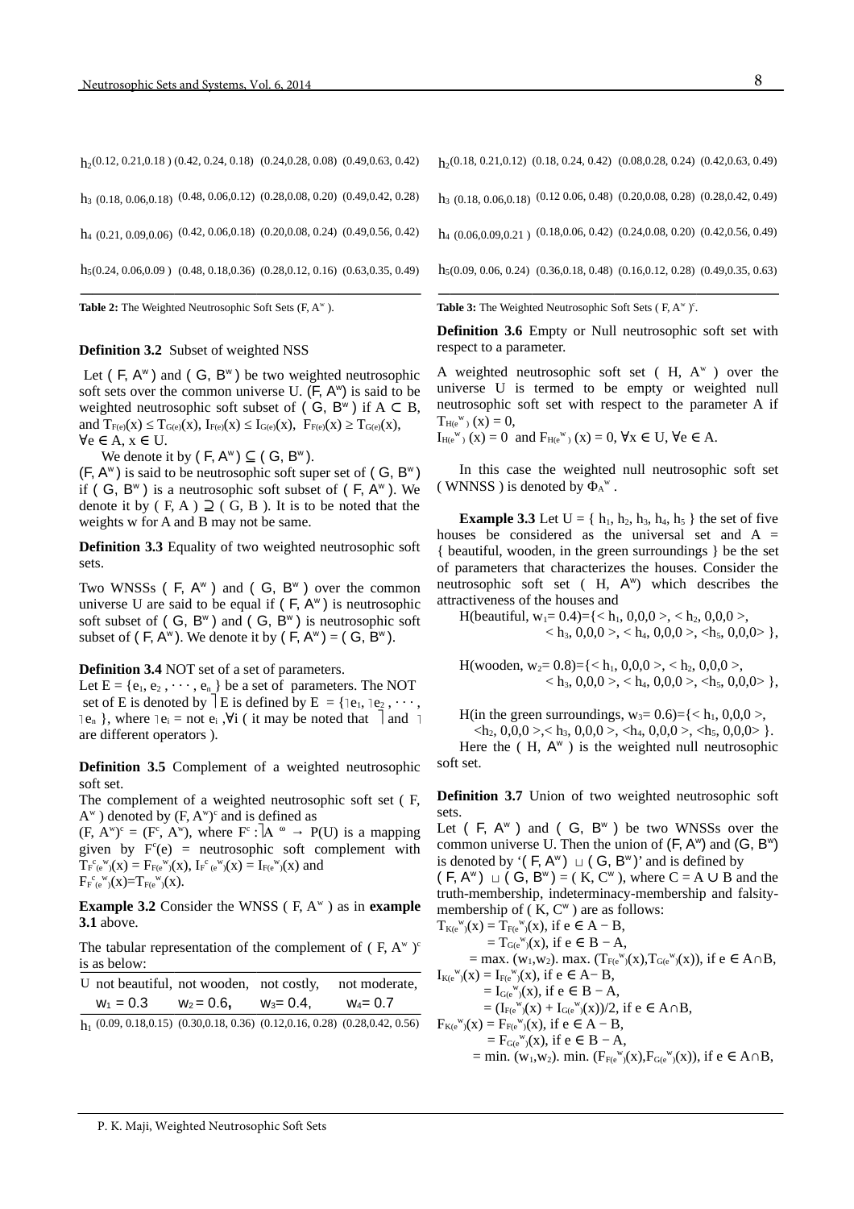| | | | | |
|---|---|---|---|---|
| $h_2$ | (0.12, 0.21, 0.18) | (0.42, 0.24, 0.18) | (0.24, 0.28, 0.08) | (0.49, 0.63, 0.42) |
| $h_3$ | (0.18, 0.06, 0.18) | (0.48, 0.06, 0.12) | (0.28, 0.08, 0.20) | (0.49, 0.42, 0.28) |
| $h_4$ | (0.21, 0.09, 0.06) | (0.42, 0.06, 0.18) | (0.20, 0.08, 0.24) | (0.49, 0.56, 0.42) |
| $h_5$ | (0.24, 0.06, 0.09) | (0.48, 0.18, 0.36) | (0.28, 0.12, 0.16) | (0.63, 0.35, 0.49) |

**Table 2:** The Weighted Neutrosophic Soft Sets $(F, A^w)$.

**Definition 3.2** Subset of weighted NSS

Let $(F, A^w)$ and $(G, B^w)$ be two weighted neutrosophic soft sets over the common universe U. $(F, A^w)$ is said to be weighted neutrosophic soft subset of $(G, B^w)$ if $A \subset B$, and $T_{F(e)}(x) \le T_{G(e)}(x)$, $I_{F(e)}(x) \le I_{G(e)}(x)$, $F_{F(e)}(x) \ge T_{G(e)}(x)$, $\forall e \in A$, $x \in U$.

We denote it by $(F, A^w) \subseteq (G, B^w)$.

$(F, A^w)$ is said to be neutrosophic soft super set of $(G, B^w)$ if $(G, B^w)$ is a neutrosophic soft subset of $(F, A^w)$. We denote it by $(F, A) \supseteq (G, B)$. It is to be noted that the weights w for A and B may not be same.

**Definition 3.3** Equality of two weighted neutrosophic soft sets.

Two WNSSs $(F, A^w)$ and $(G, B^w)$ over the common universe U are said to be equal if $(F, A^w)$ is neutrosophic soft subset of $(G, B^w)$ and $(G, B^w)$ is neutrosophic soft subset of $(F, A^w)$. We denote it by $(F, A^w) = (G, B^w)$.

**Definition 3.4** NOT set of a set of parameters.

Let $E = \{e_1, e_2, \cdots, e_n\}$ be a set of parameters. The NOT set of E is denoted by $⌉E$ is defined by $E = \{\neg e_1, \neg e_2, \cdots, \neg e_n\}$, where $\neg e_i$ = not $e_i$, $\forall i$ ( it may be noted that $⌉$ and $\neg$ are different operators ).

**Definition 3.5** Complement of a weighted neutrosophic soft set.

The complement of a weighted neutrosophic soft set $(F, A^w)$ denoted by $(F, A^w)^c$ and is defined as

$(F, A^w)^c = (F^c, A^w)$, where $F^c : ⌉A^{\omega} \rightarrow P(U)$ is a mapping given by $F^c(e)$ = neutrosophic soft complement with $T_{F^c(e^w)}(x) = F_{F(e^w)}(x)$, $I_{F^c(e^w)}(x) = I_{F(e^w)}(x)$ and $F_{F^c(e^w)}(x) = T_{F(e^w)}(x)$.

**Example 3.2** Consider the WNSS $(F, A^w)$ as in **example 3.1** above.

The tabular representation of the complement of $(F, A^w)^c$ is as below:

| U | not beautiful, $w_1 = 0.3$ | not wooden, $w_2 = 0.6$, | not costly, $w_3 = 0.4$, | not moderate, $w_4 = 0.7$ |
|---|---|---|---|---|
| $h_1$ | (0.09, 0.18, 0.15) | (0.30, 0.18, 0.36) | (0.12, 0.16, 0.28) | (0.28, 0.42, 0.56) |
| $h_2$ | (0.18, 0.21, 0.12) | (0.18, 0.24, 0.42) | (0.08, 0.28, 0.24) | (0.42, 0.63, 0.49) |
| $h_3$ | (0.18, 0.06, 0.18) | (0.12 0.06, 0.48) | (0.20, 0.08, 0.28) | (0.28, 0.42, 0.49) |
| $h_4$ | (0.06, 0.09, 0.21) | (0.18, 0.06, 0.42) | (0.24, 0.08, 0.20) | (0.42, 0.56, 0.49) |
| $h_5$ | (0.09, 0.06, 0.24) | (0.36, 0.18, 0.48) | (0.16, 0.12, 0.28) | (0.49, 0.35, 0.63) |

**Table 3:** The Weighted Neutrosophic Soft Sets $(F, A^w)^c$.

**Definition 3.6** Empty or Null neutrosophic soft set with respect to a parameter.

A weighted neutrosophic soft set $(H, A^w)$ over the universe U is termed to be empty or weighted null neutrosophic soft set with respect to the parameter A if $T_{H(e^w)}(x) = 0$,

$I_{H(e^w)}(x) = 0$ and $F_{H(e^w)}(x) = 0$, $\forall x \in U$, $\forall e \in A$.

In this case the weighted null neutrosophic soft set ( WNNSS ) is denoted by $\Phi_{A^w}$.

**Example 3.3** Let $U = \{h_1, h_2, h_3, h_4, h_5\}$ the set of five houses be considered as the universal set and A = { beautiful, wooden, in the green surroundings } be the set of parameters that characterizes the houses. Consider the neutrosophic soft set $(H, A^w)$ which describes the attractiveness of the houses and

H(beautiful, $w_1$= 0.4)={< $h_1$, 0,0,0 >, < $h_2$, 0,0,0 >, < $h_3$, 0,0,0 >, < $h_4$, 0,0,0 >, <$h_5$, 0,0,0> },

H(wooden, $w_2$= 0.8)={< $h_1$, 0,0,0 >, < $h_2$, 0,0,0 >, < $h_3$, 0,0,0 >, < $h_4$, 0,0,0 >, <$h_5$, 0,0,0> },

H(in the green surroundings, $w_3$= 0.6)={< $h_1$, 0,0,0 >, <$h_2$, 0,0,0 >,< $h_3$, 0,0,0 >, <$h_4$, 0,0,0 >, <$h_5$, 0,0,0> }.

Here the $(H, A^w)$ is the weighted null neutrosophic soft set.

**Definition 3.7** Union of two weighted neutrosophic soft sets.

Let $(F, A^w)$ and $(G, B^w)$ be two WNSSs over the common universe U. Then the union of $(F, A^w)$ and $(G, B^w)$ is denoted by '$(F, A^w) \sqcup (G, B^w)$' and is defined by $(F, A^w) \sqcup (G, B^w) = (K, C^w)$, where $C = A \cup B$ and the truth-membership, indeterminacy-membership and falsity-membership of $(K, C^w)$ are as follows:

$T_{K(e^w)}(x) = T_{F(e^w)}(x)$, if $e \in A - B$,
$= T_{G(e^w)}(x)$, if $e \in B - A$,
$= \max.(w_1,w_2).\max.(T_{F(e^w)}(x),T_{G(e^w)}(x))$, if $e \in A \cap B$,

$I_{K(e^w)}(x) = I_{F(e^w)}(x)$, if $e \in A - B$,
$= I_{G(e^w)}(x)$, if $e \in B - A$,
$= (I_{F(e^w)}(x) + I_{G(e^w)}(x))/2$, if $e \in A \cap B$,

$F_{K(e^w)}(x) = F_{F(e^w)}(x)$, if $e \in A - B$,
$= F_{G(e^w)}(x)$, if $e \in B - A$,
$= \min.(w_1,w_2).\min.(F_{F(e^w)}(x),F_{G(e^w)}(x))$, if $e \in A \cap B$,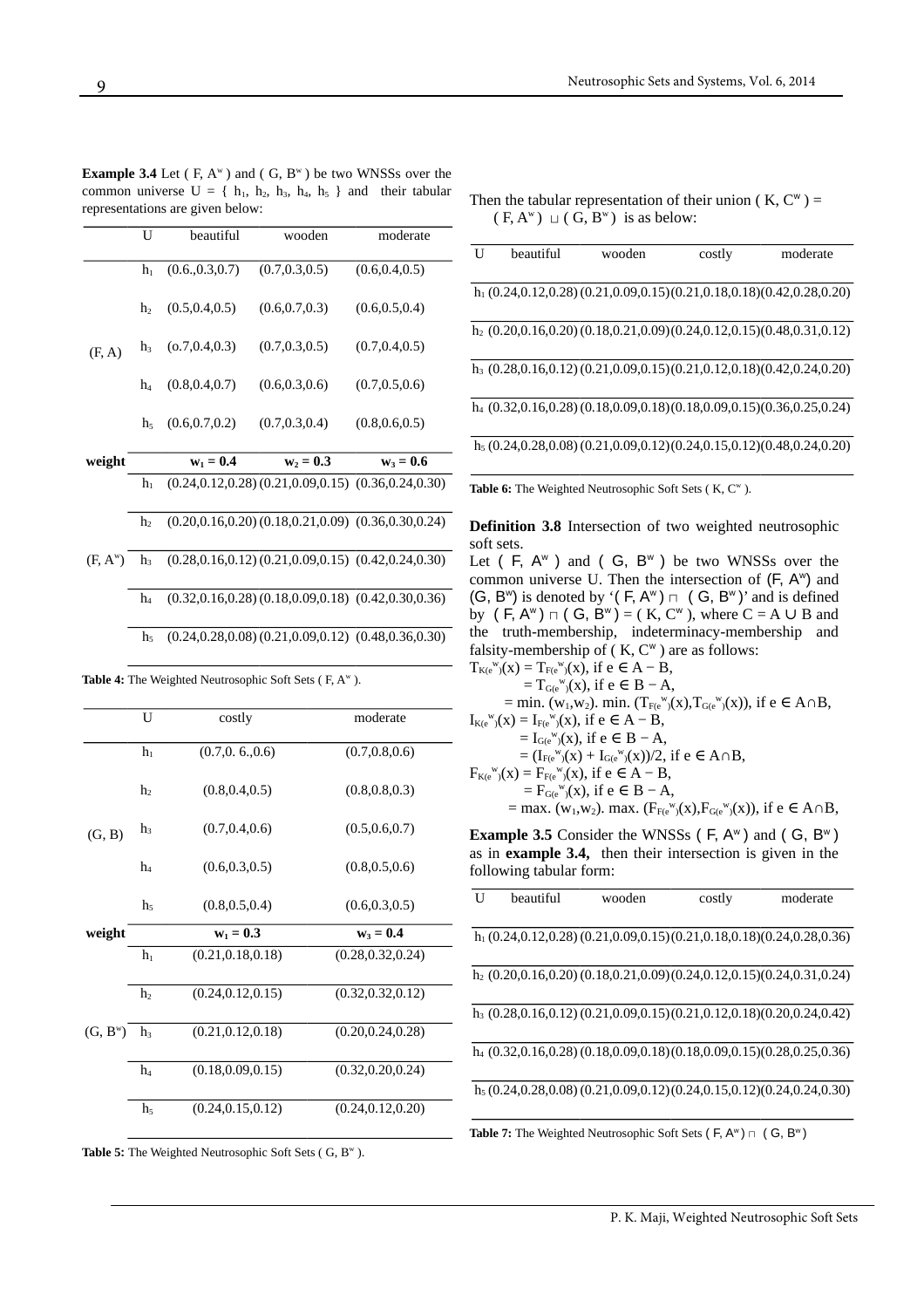**Example 3.4** Let ( F, $A^w$ ) and ( G, $B^w$ ) be two WNSSs over the common universe U = { $h_1$, $h_2$, $h_3$, $h_4$, $h_5$ } and their tabular representations are given below:

| | U | beautiful | wooden | moderate |
|---|---|---|---|---|
| (F, A) | $h_1$ | (0.6.,0.3,0.7) | (0.7,0.3,0.5) | (0.6,0.4,0.5) |
| | $h_2$ | (0.5,0.4,0.5) | (0.6,0.7,0.3) | (0.6,0.5,0.4) |
| | $h_3$ | (o.7,0.4,0.3) | (0.7,0.3,0.5) | (0.7,0.4,0.5) |
| | $h_4$ | (0.8,0.4,0.7) | (0.6,0.3,0.6) | (0.7,0.5,0.6) |
| | $h_5$ | (0.6,0.7,0.2) | (0.7,0.3,0.4) | (0.8,0.6,0.5) |
| **weight** | | $\mathbf{w_1 = 0.4}$ | $\mathbf{w_2 = 0.3}$ | $\mathbf{w_3 = 0.6}$ |
| (F, $A^w$) | $h_1$ | (0.24,0.12,0.28) | (0.21,0.09,0.15) | (0.36,0.24,0.30) |
| | $h_2$ | (0.20,0.16,0.20) | (0.18,0.21,0.09) | (0.36,0.30,0.24) |
| | $h_3$ | (0.28,0.16,0.12) | (0.21,0.09,0.15) | (0.42,0.24,0.30) |
| | $h_4$ | (0.32,0.16,0.28) | (0.18,0.09,0.18) | (0.42,0.30,0.36) |
| | $h_5$ | (0.24,0.28,0.08) | (0.21,0.09,0.12) | (0.48,0.36,0.30) |

**Table 4:** The Weighted Neutrosophic Soft Sets ( F, $A^w$ ).

| | U | costly | moderate |
|---|---|---|---|
| (G, B) | $h_1$ | (0.7,0. 6.,0.6) | (0.7,0.8,0.6) |
| | $h_2$ | (0.8,0.4,0.5) | (0.8,0.8,0.3) |
| | $h_3$ | (0.7,0.4,0.6) | (0.5,0.6,0.7) |
| | $h_4$ | (0.6,0.3,0.5) | (0.8,0.5,0.6) |
| | $h_5$ | (0.8,0.5,0.4) | (0.6,0.3,0.5) |
| **weight** | | $\mathbf{w_1 = 0.3}$ | $\mathbf{w_3 = 0.4}$ |
| (G, $B^w$) | $h_1$ | (0.21,0.18,0.18) | (0.28,0.32,0.24) |
| | $h_2$ | (0.24,0.12,0.15) | (0.32,0.32,0.12) |
| | $h_3$ | (0.21,0.12,0.18) | (0.20,0.24,0.28) |
| | $h_4$ | (0.18,0.09,0.15) | (0.32,0.20,0.24) |
| | $h_5$ | (0.24,0.15,0.12) | (0.24,0.12,0.20) |

**Table 5:** The Weighted Neutrosophic Soft Sets ( G, $B^w$ ).

Then the tabular representation of their union ( K, $C^w$ ) = ( F, $A^w$ ) $\sqcup$ ( G, $B^w$ ) is as below:

| U | beautiful | wooden | costly | moderate |
|---|---|---|---|---|
| $h_1$ | (0.24,0.12,0.28) | (0.21,0.09,0.15) | (0.21,0.18,0.18) | (0.42,0.28,0.20) |
| $h_2$ | (0.20,0.16,0.20) | (0.18,0.21,0.09) | (0.24,0.12,0.15) | (0.48,0.31,0.12) |
| $h_3$ | (0.28,0.16,0.12) | (0.21,0.09,0.15) | (0.21,0.12,0.18) | (0.42,0.24,0.20) |
| $h_4$ | (0.32,0.16,0.28) | (0.18,0.09,0.18) | (0.18,0.09,0.15) | (0.36,0.25,0.24) |
| $h_5$ | (0.24,0.28,0.08) | (0.21,0.09,0.12) | (0.24,0.15,0.12) | (0.48,0.24,0.20) |

**Table 6:** The Weighted Neutrosophic Soft Sets ( K, $C^w$ ).

**Definition 3.8** Intersection of two weighted neutrosophic soft sets.

Let ( F, $A^w$ ) and ( G, $B^w$ ) be two WNSSs over the common universe U. Then the intersection of (F, $A^w$) and (G, $B^w$) is denoted by '( F, $A^w$ ) $\sqcap$ ( G, $B^w$ )' and is defined by ( F, $A^w$ ) $\sqcap$ ( G, $B^w$ ) = ( K, $C^w$ ), where C = A ∪ B and the truth-membership, indeterminacy-membership and falsity-membership of ( K, $C^w$ ) are as follows:

$T_{K(e^w)}(x) = T_{F(e^w)}(x)$, if $e \in A - B$,
$= T_{G(e^w)}(x)$, if $e \in B - A$,
$= \min.(w_1,w_2).\ \min.(T_{F(e^w)}(x),T_{G(e^w)}(x))$, if $e \in A\cap B$,

$I_{K(e^w)}(x) = I_{F(e^w)}(x)$, if $e \in A - B$,
$= I_{G(e^w)}(x)$, if $e \in B - A$,
$= (I_{F(e^w)}(x) + I_{G(e^w)}(x))/2$, if $e \in A\cap B$,

$F_{K(e^w)}(x) = F_{F(e^w)}(x)$, if $e \in A - B$,
$= F_{G(e^w)}(x)$, if $e \in B - A$,
$= \max.(w_1,w_2).\ \max.(F_{F(e^w)}(x),F_{G(e^w)}(x))$, if $e \in A\cap B$,

**Example 3.5** Consider the WNSSs ( F, $A^w$ ) and ( G, $B^w$ ) as in **example 3.4,** then their intersection is given in the following tabular form:

| U | beautiful | wooden | costly | moderate |
|---|---|---|---|---|
| $h_1$ | (0.24,0.12,0.28) | (0.21,0.09,0.15) | (0.21,0.18,0.18) | (0.24,0.28,0.36) |
| $h_2$ | (0.20,0.16,0.20) | (0.18,0.21,0.09) | (0.24,0.12,0.15) | (0.24,0.31,0.24) |
| $h_3$ | (0.28,0.16,0.12) | (0.21,0.09,0.15) | (0.21,0.12,0.18) | (0.20,0.24,0.42) |
| $h_4$ | (0.32,0.16,0.28) | (0.18,0.09,0.18) | (0.18,0.09,0.15) | (0.28,0.25,0.36) |
| $h_5$ | (0.24,0.28,0.08) | (0.21,0.09,0.12) | (0.24,0.15,0.12) | (0.24,0.24,0.30) |

**Table 7:** The Weighted Neutrosophic Soft Sets ( F, $A^w$ ) $\sqcap$ ( G, $B^w$ )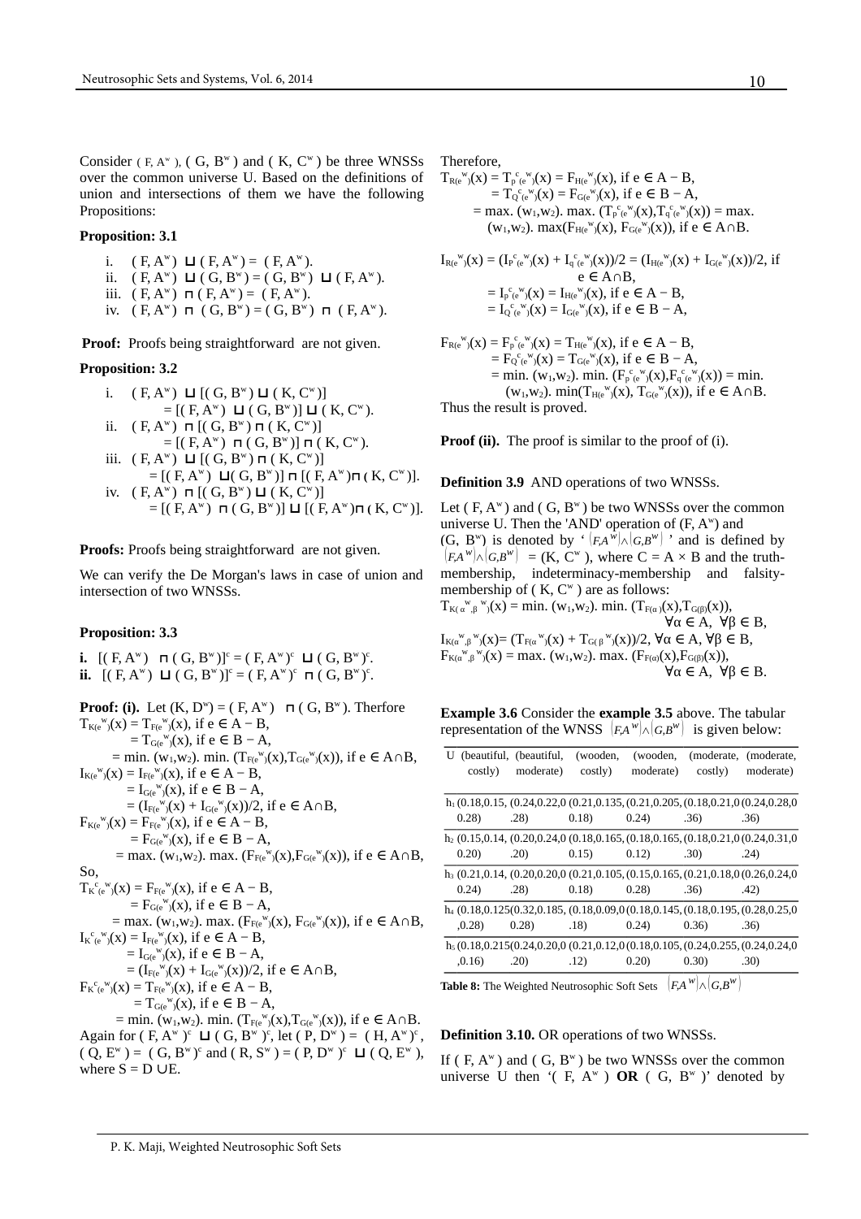Consider $(F, A^w)$, $(G, B^w)$ and $(K, C^w)$ be three WNSSs over the common universe U. Based on the definitions of union and intersections of them we have the following Propositions:

**Proposition: 3.1**

i. $(F, A^w) \sqcup (F, A^w) = (F, A^w)$.
ii. $(F, A^w) \sqcup (G, B^w) = (G, B^w) \sqcup (F, A^w)$.
iii. $(F, A^w) \sqcap (F, A^w) = (F, A^w)$.
iv. $(F, A^w) \sqcap (G, B^w) = (G, B^w) \sqcap (F, A^w)$.

**Proof:** Proofs being straightforward are not given.

**Proposition: 3.2**

i. $(F, A^w) \sqcup [(G, B^w) \sqcup (K, C^w)] = [(F, A^w) \sqcup (G, B^w)] \sqcup (K, C^w)$.
ii. $(F, A^w) \sqcap [(G, B^w) \sqcap (K, C^w)] = [(F, A^w) \sqcap (G, B^w)] \sqcap (K, C^w)$.
iii. $(F, A^w) \sqcup [(G, B^w) \sqcap (K, C^w)] = [(F, A^w) \sqcup (G, B^w)] \sqcap [(F, A^w) \sqcap (K, C^w)]$.
iv. $(F, A^w) \sqcap [(G, B^w) \sqcup (K, C^w)] = [(F, A^w) \sqcap (G, B^w)] \sqcup [(F, A^w) \sqcap (K, C^w)]$.

**Proofs:** Proofs being straightforward are not given.

We can verify the De Morgan's laws in case of union and intersection of two WNSSs.

**Proposition: 3.3**

**i.** $[(F, A^w) \sqcap (G, B^w)]^c = (F, A^w)^c \sqcup (G, B^w)^c$.
**ii.** $[(F, A^w) \sqcup (G, B^w)]^c = (F, A^w)^c \sqcap (G, B^w)^c$.

**Proof: (i).** Let $(K, D^w) = (F, A^w) \sqcap (G, B^w)$. Therfore

$T_{K(e^w)}(x) = T_{F(e^w)}(x)$, if $e \in A - B$,
$= T_{G(e^w)}(x)$, if $e \in B - A$,
$= \min.(w_1,w_2).\ \min.(T_{F(e^w)}(x), T_{G(e^w)}(x))$, if $e \in A \cap B$,

$I_{K(e^w)}(x) = I_{F(e^w)}(x)$, if $e \in A - B$,
$= I_{G(e^w)}(x)$, if $e \in B - A$,
$= (I_{F(e^w)}(x) + I_{G(e^w)}(x))/2$, if $e \in A \cap B$,

$F_{K(e^w)}(x) = F_{F(e^w)}(x)$, if $e \in A - B$,
$= F_{G(e^w)}(x)$, if $e \in B - A$,
$= \max.(w_1,w_2).\ \max.(F_{F(e^w)}(x), F_{G(e^w)}(x))$, if $e \in A \cap B$,

So,

$T_{K^c(e^w)}(x) = F_{F(e^w)}(x)$, if $e \in A - B$,
$= F_{G(e^w)}(x)$, if $e \in B - A$,
$= \max.(w_1,w_2).\ \max.(F_{F(e^w)}(x), F_{G(e^w)}(x))$, if $e \in A \cap B$,

$I_{K^c(e^w)}(x) = I_{F(e^w)}(x)$, if $e \in A - B$,
$= I_{G(e^w)}(x)$, if $e \in B - A$,
$= (I_{F(e^w)}(x) + I_{G(e^w)}(x))/2$, if $e \in A \cap B$,

$F_{K^c(e^w)}(x) = T_{F(e^w)}(x)$, if $e \in A - B$,
$= T_{G(e^w)}(x)$, if $e \in B - A$,
$= \min.(w_1,w_2).\ \min.(T_{F(e^w)}(x), T_{G(e^w)}(x))$, if $e \in A \cap B$.

Again for $(F, A^w)^c \sqcup (G, B^w)^c$, let $(P, D^w) = (H, A^w)^c$, $(Q, E^w) = (G, B^w)^c$ and $(R, S^w) = (P, D^w)^c \sqcup (Q, E^w)$, where $S = D \cup E$.

Therefore,

$T_{R(e^w)}(x) = T_{P^c(e^w)}(x) = F_{H(e^w)}(x)$, if $e \in A - B$,
$= T_{Q^c(e^w)}(x) = F_{G(e^w)}(x)$, if $e \in B - A$,
$= \max.(w_1,w_2).\ \max.(T_{P^c(e^w)}(x), T_{q^c(e^w)}(x)) = \max.(w_1,w_2).\ \max(F_{H(e^w)}(x), F_{G(e^w)}(x))$, if $e \in A \cap B$.

$I_{R(e^w)}(x) = (I_{P^c(e^w)}(x) + I_{q^c(e^w)}(x))/2 = (I_{H(e^w)}(x) + I_{G(e^w)}(x))/2$, if $e \in A \cap B$,
$= I_{P^c(e^w)}(x) = I_{H(e^w)}(x)$, if $e \in A - B$,
$= I_{Q^c(e^w)}(x) = I_{G(e^w)}(x)$, if $e \in B - A$,

$F_{R(e^w)}(x) = F_{P^c(e^w)}(x) = T_{H(e^w)}(x)$, if $e \in A - B$,
$= F_{Q^c(e^w)}(x) = T_{G(e^w)}(x)$, if $e \in B - A$,
$= \min.(w_1,w_2).\ \min.(F_{P^c(e^w)}(x), F_{q^c(e^w)}(x)) = \min.(w_1,w_2).\ \min(T_{H(e^w)}(x), T_{G(e^w)}(x))$, if $e \in A \cap B$.

Thus the result is proved.

**Proof (ii).** The proof is similar to the proof of (i).

**Definition 3.9** AND operations of two WNSSs.

Let $(F, A^w)$ and $(G, B^w)$ be two WNSSs over the common universe U. Then the 'AND' operation of $(F, A^w)$ and $(G, B^w)$ is denoted by '$(F,A^w) \wedge (G,B^w)$' and is defined by $(F,A^w) \wedge (G,B^w) = (K, C^w)$, where $C = A \times B$ and the truth-membership, indeterminacy-membership and falsity-membership of $(K, C^w)$ are as follows:

$T_{K(\alpha^w,\beta^w)}(x) = \min.(w_1,w_2).\ \min.(T_{F(\alpha)}(x), T_{G(\beta)}(x)),\ \forall \alpha \in A,\ \forall \beta \in B,$
$I_{K(\alpha^w,\beta^w)}(x) = (T_{F(\alpha^w)}(x) + T_{G(\beta^w)}(x))/2,\ \forall \alpha \in A,\ \forall \beta \in B,$
$F_{K(\alpha^w,\beta^w)}(x) = \max.(w_1,w_2).\ \max.(F_{F(\alpha)}(x), F_{G(\beta)}(x)),\ \forall \alpha \in A,\ \forall \beta \in B.$

**Example 3.6** Consider the **example 3.5** above. The tabular representation of the WNSS $(F,A^w) \wedge (G,B^w)$ is given below:

| U | (beautiful, costly) | (beautiful, moderate) | (wooden, costly) | (wooden, moderate) | (moderate, costly) | (moderate, moderate) |
|---|---|---|---|---|---|---|
| $h_1$ | (0.18,0.15, 0.28) | (0.24,0.22,0 .28) | (0.21,0.135, 0.18) | (0.21,0.205, 0.24) | (0.18,0.21,0 .36) | (0.24,0.28,0 .36) |
| $h_2$ | (0.15,0.14, 0.20) | (0.20,0.24,0 .20) | (0.18,0.165, 0.15) | (0.18,0.165, 0.12) | (0.18,0.21,0 .30) | (0.24,0.31,0 .24) |
| $h_3$ | (0.21,0.14, 0.24) | (0.20,0.20,0 .28) | (0.21,0.105, 0.18) | (0.15,0.165, 0.28) | (0.21,0.18,0 .36) | (0.26,0.24,0 .42) |
| $h_4$ | (0.18,0.125 ,0.28) | (0.32,0.185, 0.28) | (0.18,0.09,0 .18) | (0.18,0.145, 0.24) | (0.18,0.195, 0.36) | (0.28,0.25,0 .36) |
| $h_5$ | (0.18,0.215 ,0.16) | (0.24,0.20,0 .20) | (0.21,0.12,0 .12) | (0.18,0.105, 0.20) | (0.24,0.255, 0.30) | (0.24,0.24,0 .30) |

**Table 8:** The Weighted Neutrosophic Soft Sets $(F,A^w) \wedge (G,B^w)$

**Definition 3.10.** OR operations of two WNSSs.

If $(F, A^w)$ and $(G, B^w)$ be two WNSSs over the common universe U then '$(F, A^w)$ **OR** $(G, B^w)$' denoted by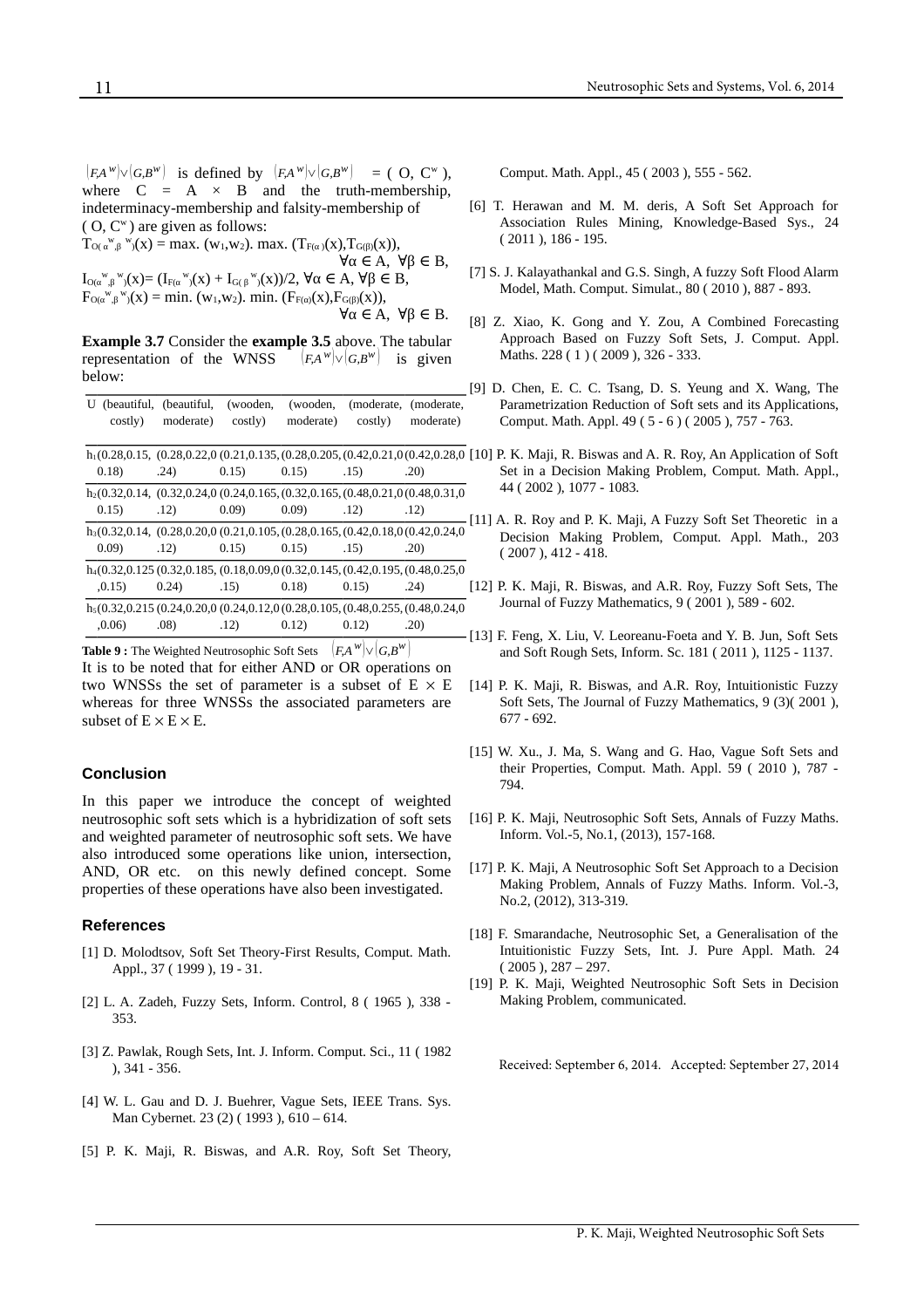$\langle F,A^w\rangle \vee \langle G,B^w\rangle$ is defined by $\langle F,A^w\rangle \vee \langle G,B^w\rangle$ = ( O, $C^w$ ), where C = A × B and the truth-membership, indeterminacy-membership and falsity-membership of ( O, $C^w$ ) are given as follows:

$T_{O(\alpha^w,\beta^w)}(x) = \max.(w_1,w_2).\ \max.(T_{F(\alpha)}(x),T_{G(\beta)}(x)),$
$\forall\alpha \in A,\ \forall\beta \in B,$

$I_{O(\alpha^w,\beta^w)}(x) = (I_{F(\alpha^w)}(x) + I_{G(\beta^w)}(x))/2,\ \forall\alpha \in A,\ \forall\beta \in B,$

$F_{O(\alpha^w,\beta^w)}(x) = \min.(w_1,w_2).\ \min.(F_{F(\alpha)}(x),F_{G(\beta)}(x)),$
$\forall\alpha \in A,\ \forall\beta \in B.$

**Example 3.7** Consider the **example 3.5** above. The tabular representation of the WNSS $\langle F,A^w\rangle \vee \langle G,B^w\rangle$ is given below:

| U | (beautiful, costly) | (beautiful, moderate) | (wooden, costly) | (wooden, moderate) | (moderate, costly) | (moderate, moderate) |
|---|---|---|---|---|---|---|
| $h_1$ | (0.28,0.15, 0.18) | (0.28,0.22,0 .24) | (0.21,0.135, 0.15) | (0.28,0.205, 0.15) | (0.42,0.21,0 .15) | (0.42,0.28,0 .20) |
| $h_2$ | (0.32,0.14, 0.15) | (0.32,0.24,0 .12) | (0.24,0.165, 0.09) | (0.32,0.165, 0.09) | (0.48,0.21,0 .12) | (0.48,0.31,0 .12) |
| $h_3$ | (0.32,0.14, 0.09) | (0.28,0.20,0 .12) | (0.21,0.105, 0.15) | (0.28,0.165, 0.15) | (0.42,0.18,0 .15) | (0.42,0.24,0 .20) |
| $h_4$ | (0.32,0.125 ,0.15) | (0.32,0.185, 0.24) | (0.18,0.09,0 .15) | (0.32,0.145, 0.18) | (0.42,0.195, 0.15) | (0.48,0.25,0 .24) |
| $h_5$ | (0.32,0.215 ,0.06) | (0.24,0.20,0 .08) | (0.24,0.12,0 .12) | (0.28,0.105, 0.12) | (0.48,0.255, 0.12) | (0.48,0.24,0 .20) |

**Table 9 :** The Weighted Neutrosophic Soft Sets $\langle F,A^w\rangle \vee \langle G,B^w\rangle$

It is to be noted that for either AND or OR operations on two WNSSs the set of parameter is a subset of E × E whereas for three WNSSs the associated parameters are subset of E × E × E.

## Conclusion

In this paper we introduce the concept of weighted neutrosophic soft sets which is a hybridization of soft sets and weighted parameter of neutrosophic soft sets. We have also introduced some operations like union, intersection, AND, OR etc. on this newly defined concept. Some properties of these operations have also been investigated.

## References

[1] D. Molodtsov, Soft Set Theory-First Results, Comput. Math. Appl., 37 ( 1999 ), 19 - 31.

[2] L. A. Zadeh, Fuzzy Sets, Inform. Control, 8 ( 1965 ), 338 - 353.

[3] Z. Pawlak, Rough Sets, Int. J. Inform. Comput. Sci., 11 ( 1982 ), 341 - 356.

[4] W. L. Gau and D. J. Buehrer, Vague Sets, IEEE Trans. Sys. Man Cybernet. 23 (2) ( 1993 ), 610 – 614.

[5] P. K. Maji, R. Biswas, and A.R. Roy, Soft Set Theory, Comput. Math. Appl., 45 ( 2003 ), 555 - 562.

[6] T. Herawan and M. M. deris, A Soft Set Approach for Association Rules Mining, Knowledge-Based Sys., 24 ( 2011 ), 186 - 195.

[7] S. J. Kalayathankal and G.S. Singh, A fuzzy Soft Flood Alarm Model, Math. Comput. Simulat., 80 ( 2010 ), 887 - 893.

[8] Z. Xiao, K. Gong and Y. Zou, A Combined Forecasting Approach Based on Fuzzy Soft Sets, J. Comput. Appl. Maths. 228 ( 1 ) ( 2009 ), 326 - 333.

[9] D. Chen, E. C. C. Tsang, D. S. Yeung and X. Wang, The Parametrization Reduction of Soft sets and its Applications, Comput. Math. Appl. 49 ( 5 - 6 ) ( 2005 ), 757 - 763.

[10] P. K. Maji, R. Biswas and A. R. Roy, An Application of Soft Set in a Decision Making Problem, Comput. Math. Appl., 44 ( 2002 ), 1077 - 1083.

[11] A. R. Roy and P. K. Maji, A Fuzzy Soft Set Theoretic in a Decision Making Problem, Comput. Appl. Math., 203 ( 2007 ), 412 - 418.

[12] P. K. Maji, R. Biswas, and A.R. Roy, Fuzzy Soft Sets, The Journal of Fuzzy Mathematics, 9 ( 2001 ), 589 - 602.

[13] F. Feng, X. Liu, V. Leoreanu-Foeta and Y. B. Jun, Soft Sets and Soft Rough Sets, Inform. Sc. 181 ( 2011 ), 1125 - 1137.

[14] P. K. Maji, R. Biswas, and A.R. Roy, Intuitionistic Fuzzy Soft Sets, The Journal of Fuzzy Mathematics, 9 (3)( 2001 ), 677 - 692.

[15] W. Xu., J. Ma, S. Wang and G. Hao, Vague Soft Sets and their Properties, Comput. Math. Appl. 59 ( 2010 ), 787 - 794.

[16] P. K. Maji, Neutrosophic Soft Sets, Annals of Fuzzy Maths. Inform. Vol.-5, No.1, (2013), 157-168.

[17] P. K. Maji, A Neutrosophic Soft Set Approach to a Decision Making Problem, Annals of Fuzzy Maths. Inform. Vol.-3, No.2, (2012), 313-319.

[18] F. Smarandache, Neutrosophic Set, a Generalisation of the Intuitionistic Fuzzy Sets, Int. J. Pure Appl. Math. 24 ( 2005 ), 287 – 297.

[19] P. K. Maji, Weighted Neutrosophic Soft Sets in Decision Making Problem, communicated.

Received: September 6, 2014. Accepted: September 27, 2014